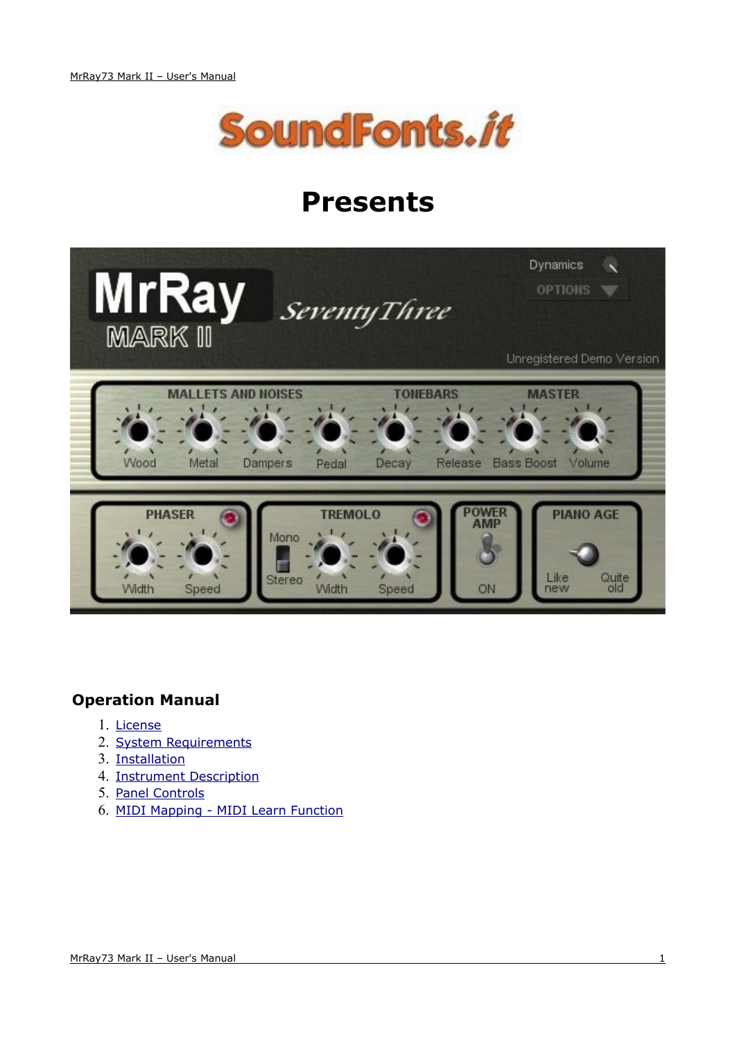# Presents

## Operation Manual

1. License
2. System Requirements
3. Installation
4. Instrument Description
5. Panel Controls
6. MIDI Mapping - MIDI Learn Function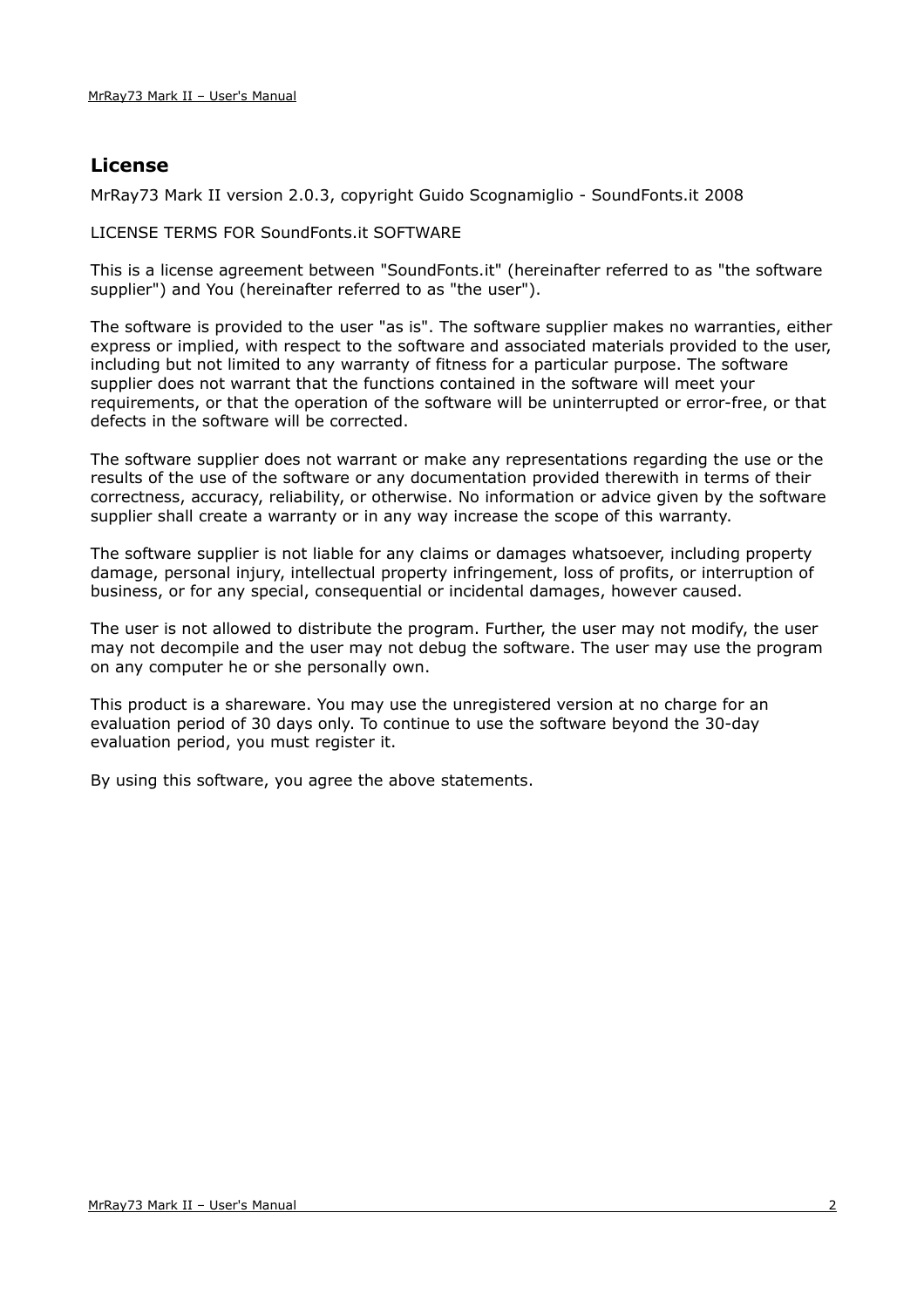## License

MrRay73 Mark II version 2.0.3, copyright Guido Scognamiglio - SoundFonts.it 2008

LICENSE TERMS FOR SoundFonts.it SOFTWARE

This is a license agreement between "SoundFonts.it" (hereinafter referred to as "the software supplier") and You (hereinafter referred to as "the user").

The software is provided to the user "as is". The software supplier makes no warranties, either express or implied, with respect to the software and associated materials provided to the user, including but not limited to any warranty of fitness for a particular purpose. The software supplier does not warrant that the functions contained in the software will meet your requirements, or that the operation of the software will be uninterrupted or error-free, or that defects in the software will be corrected.

The software supplier does not warrant or make any representations regarding the use or the results of the use of the software or any documentation provided therewith in terms of their correctness, accuracy, reliability, or otherwise. No information or advice given by the software supplier shall create a warranty or in any way increase the scope of this warranty.

The software supplier is not liable for any claims or damages whatsoever, including property damage, personal injury, intellectual property infringement, loss of profits, or interruption of business, or for any special, consequential or incidental damages, however caused.

The user is not allowed to distribute the program. Further, the user may not modify, the user may not decompile and the user may not debug the software. The user may use the program on any computer he or she personally own.

This product is a shareware. You may use the unregistered version at no charge for an evaluation period of 30 days only. To continue to use the software beyond the 30-day evaluation period, you must register it.

By using this software, you agree the above statements.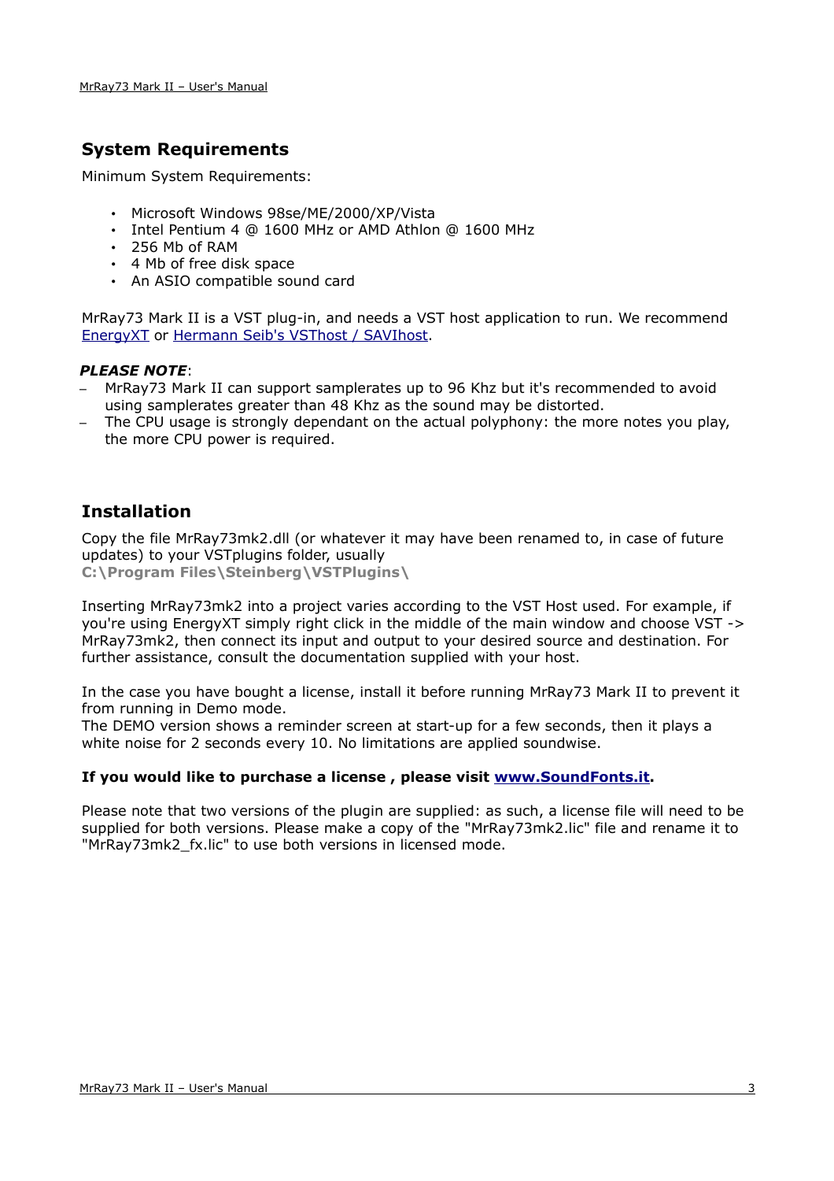## System Requirements

Minimum System Requirements:

- Microsoft Windows 98se/ME/2000/XP/Vista
- Intel Pentium 4 @ 1600 MHz or AMD Athlon @ 1600 MHz
- 256 Mb of RAM
- 4 Mb of free disk space
- An ASIO compatible sound card

MrRay73 Mark II is a VST plug-in, and needs a VST host application to run. We recommend EnergyXT or Hermann Seib's VSThost / SAVIhost.

***PLEASE NOTE***:

- MrRay73 Mark II can support samplerates up to 96 Khz but it's recommended to avoid using samplerates greater than 48 Khz as the sound may be distorted.
- The CPU usage is strongly dependant on the actual polyphony: the more notes you play, the more CPU power is required.

## Installation

Copy the file MrRay73mk2.dll (or whatever it may have been renamed to, in case of future updates) to your VSTplugins folder, usually
**C:\Program Files\Steinberg\VSTPlugins\**

Inserting MrRay73mk2 into a project varies according to the VST Host used. For example, if you're using EnergyXT simply right click in the middle of the main window and choose VST -> MrRay73mk2, then connect its input and output to your desired source and destination. For further assistance, consult the documentation supplied with your host.

In the case you have bought a license, install it before running MrRay73 Mark II to prevent it from running in Demo mode.
The DEMO version shows a reminder screen at start-up for a few seconds, then it plays a white noise for 2 seconds every 10. No limitations are applied soundwise.

**If you would like to purchase a license , please visit www.SoundFonts.it.**

Please note that two versions of the plugin are supplied: as such, a license file will need to be supplied for both versions. Please make a copy of the "MrRay73mk2.lic" file and rename it to "MrRay73mk2_fx.lic" to use both versions in licensed mode.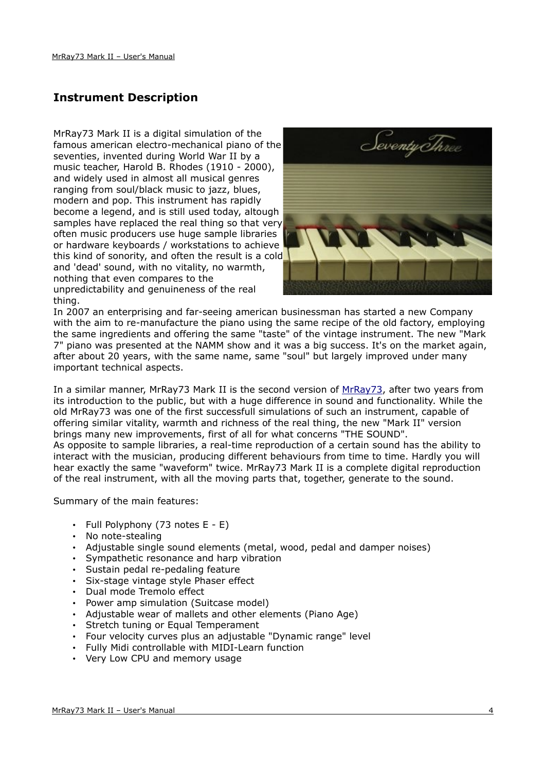## Instrument Description

MrRay73 Mark II is a digital simulation of the famous american electro-mechanical piano of the seventies, invented during World War II by a music teacher, Harold B. Rhodes (1910 - 2000), and widely used in almost all musical genres ranging from soul/black music to jazz, blues, modern and pop. This instrument has rapidly become a legend, and is still used today, altough samples have replaced the real thing so that very often music producers use huge sample libraries or hardware keyboards / workstations to achieve this kind of sonority, and often the result is a cold and 'dead' sound, with no vitality, no warmth, nothing that even compares to the unpredictability and genuineness of the real thing.

In 2007 an enterprising and far-seeing american businessman has started a new Company with the aim to re-manufacture the piano using the same recipe of the old factory, employing the same ingredients and offering the same "taste" of the vintage instrument. The new "Mark 7" piano was presented at the NAMM show and it was a big success. It's on the market again, after about 20 years, with the same name, same "soul" but largely improved under many important technical aspects.

In a similar manner, MrRay73 Mark II is the second version of MrRay73, after two years from its introduction to the public, but with a huge difference in sound and functionality. While the old MrRay73 was one of the first successfull simulations of such an instrument, capable of offering similar vitality, warmth and richness of the real thing, the new "Mark II" version brings many new improvements, first of all for what concerns "THE SOUND".

As opposite to sample libraries, a real-time reproduction of a certain sound has the ability to interact with the musician, producing different behaviours from time to time. Hardly you will hear exactly the same "waveform" twice. MrRay73 Mark II is a complete digital reproduction of the real instrument, with all the moving parts that, together, generate to the sound.

Summary of the main features:

- Full Polyphony (73 notes E - E)
- No note-stealing
- Adjustable single sound elements (metal, wood, pedal and damper noises)
- Sympathetic resonance and harp vibration
- Sustain pedal re-pedaling feature
- Six-stage vintage style Phaser effect
- Dual mode Tremolo effect
- Power amp simulation (Suitcase model)
- Adjustable wear of mallets and other elements (Piano Age)
- Stretch tuning or Equal Temperament
- Four velocity curves plus an adjustable "Dynamic range" level
- Fully Midi controllable with MIDI-Learn function
- Very Low CPU and memory usage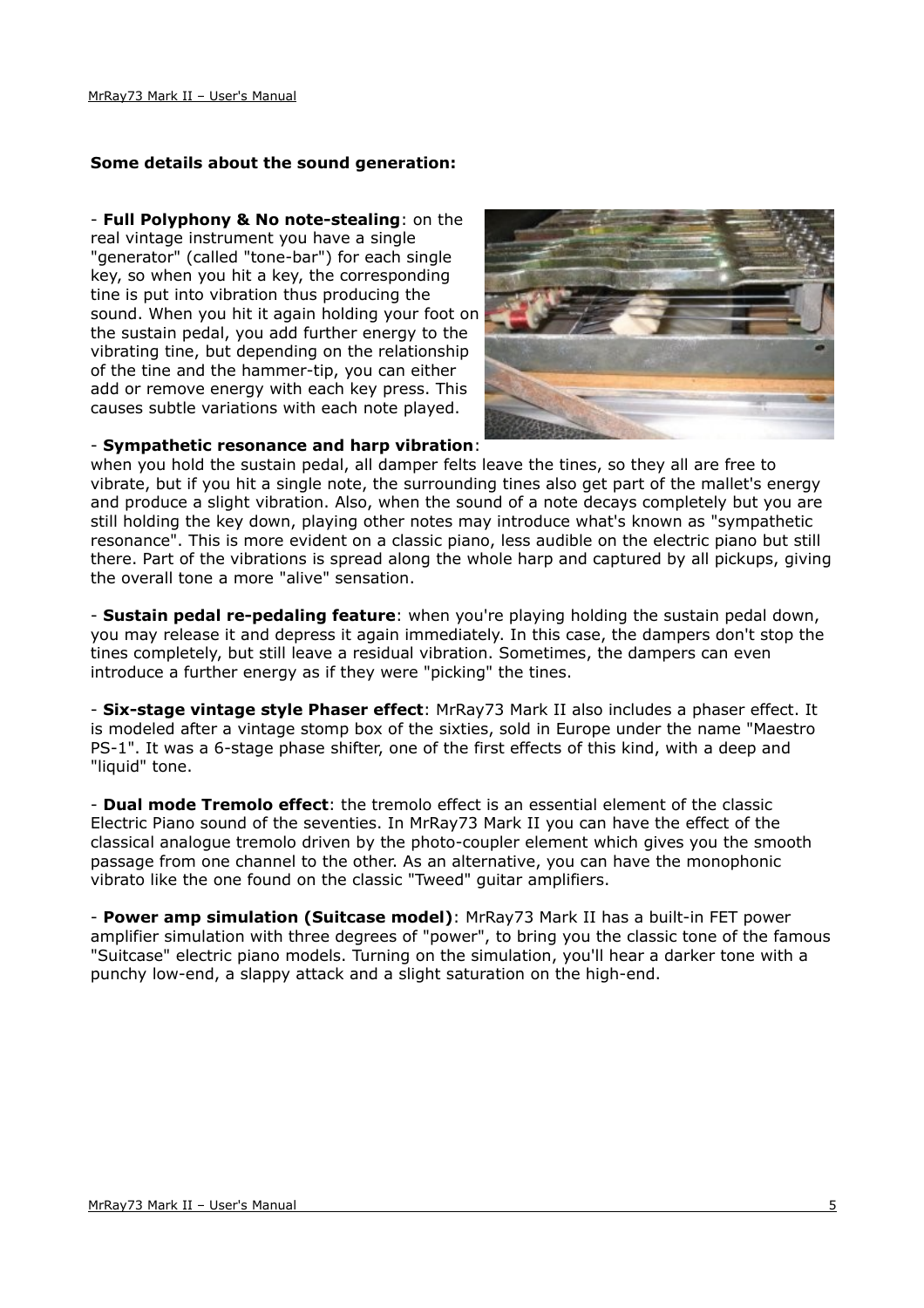**Some details about the sound generation:**

- **Full Polyphony & No note-stealing**: on the real vintage instrument you have a single "generator" (called "tone-bar") for each single key, so when you hit a key, the corresponding tine is put into vibration thus producing the sound. When you hit it again holding your foot on the sustain pedal, you add further energy to the vibrating tine, but depending on the relationship of the tine and the hammer-tip, you can either add or remove energy with each key press. This causes subtle variations with each note played.

- **Sympathetic resonance and harp vibration**: when you hold the sustain pedal, all damper felts leave the tines, so they all are free to vibrate, but if you hit a single note, the surrounding tines also get part of the mallet's energy and produce a slight vibration. Also, when the sound of a note decays completely but you are still holding the key down, playing other notes may introduce what's known as "sympathetic resonance". This is more evident on a classic piano, less audible on the electric piano but still there. Part of the vibrations is spread along the whole harp and captured by all pickups, giving the overall tone a more "alive" sensation.

- **Sustain pedal re-pedaling feature**: when you're playing holding the sustain pedal down, you may release it and depress it again immediately. In this case, the dampers don't stop the tines completely, but still leave a residual vibration. Sometimes, the dampers can even introduce a further energy as if they were "picking" the tines.

- **Six-stage vintage style Phaser effect**: MrRay73 Mark II also includes a phaser effect. It is modeled after a vintage stomp box of the sixties, sold in Europe under the name "Maestro PS-1". It was a 6-stage phase shifter, one of the first effects of this kind, with a deep and "liquid" tone.

- **Dual mode Tremolo effect**: the tremolo effect is an essential element of the classic Electric Piano sound of the seventies. In MrRay73 Mark II you can have the effect of the classical analogue tremolo driven by the photo-coupler element which gives you the smooth passage from one channel to the other. As an alternative, you can have the monophonic vibrato like the one found on the classic "Tweed" guitar amplifiers.

- **Power amp simulation (Suitcase model)**: MrRay73 Mark II has a built-in FET power amplifier simulation with three degrees of "power", to bring you the classic tone of the famous "Suitcase" electric piano models. Turning on the simulation, you'll hear a darker tone with a punchy low-end, a slappy attack and a slight saturation on the high-end.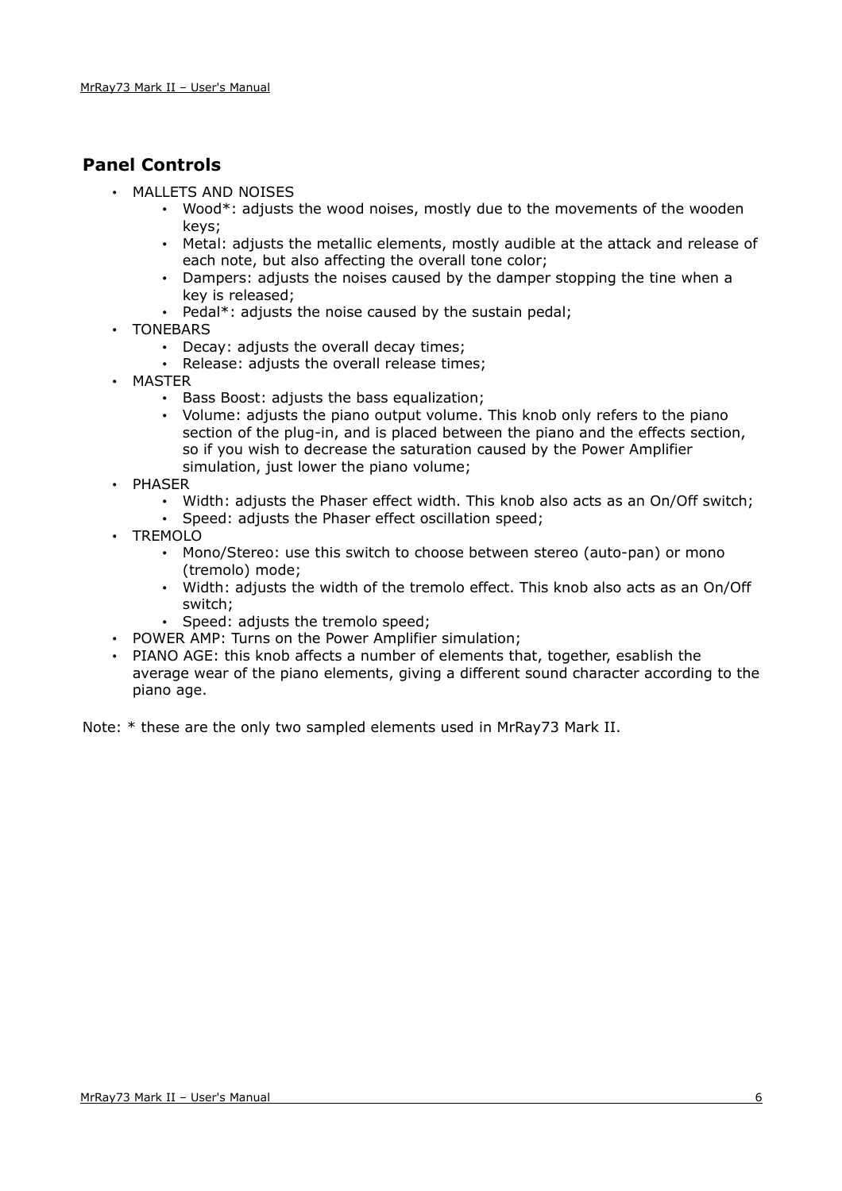## Panel Controls

- MALLETS AND NOISES
  - Wood*: adjusts the wood noises, mostly due to the movements of the wooden keys;
  - Metal: adjusts the metallic elements, mostly audible at the attack and release of each note, but also affecting the overall tone color;
  - Dampers: adjusts the noises caused by the damper stopping the tine when a key is released;
  - Pedal*: adjusts the noise caused by the sustain pedal;
- TONEBARS
  - Decay: adjusts the overall decay times;
  - Release: adjusts the overall release times;
- MASTER
  - Bass Boost: adjusts the bass equalization;
  - Volume: adjusts the piano output volume. This knob only refers to the piano section of the plug-in, and is placed between the piano and the effects section, so if you wish to decrease the saturation caused by the Power Amplifier simulation, just lower the piano volume;
- PHASER
  - Width: adjusts the Phaser effect width. This knob also acts as an On/Off switch;
  - Speed: adjusts the Phaser effect oscillation speed;
- TREMOLO
  - Mono/Stereo: use this switch to choose between stereo (auto-pan) or mono (tremolo) mode;
  - Width: adjusts the width of the tremolo effect. This knob also acts as an On/Off switch;
  - Speed: adjusts the tremolo speed;
- POWER AMP: Turns on the Power Amplifier simulation;
- PIANO AGE: this knob affects a number of elements that, together, esablish the average wear of the piano elements, giving a different sound character according to the piano age.

Note: * these are the only two sampled elements used in MrRay73 Mark II.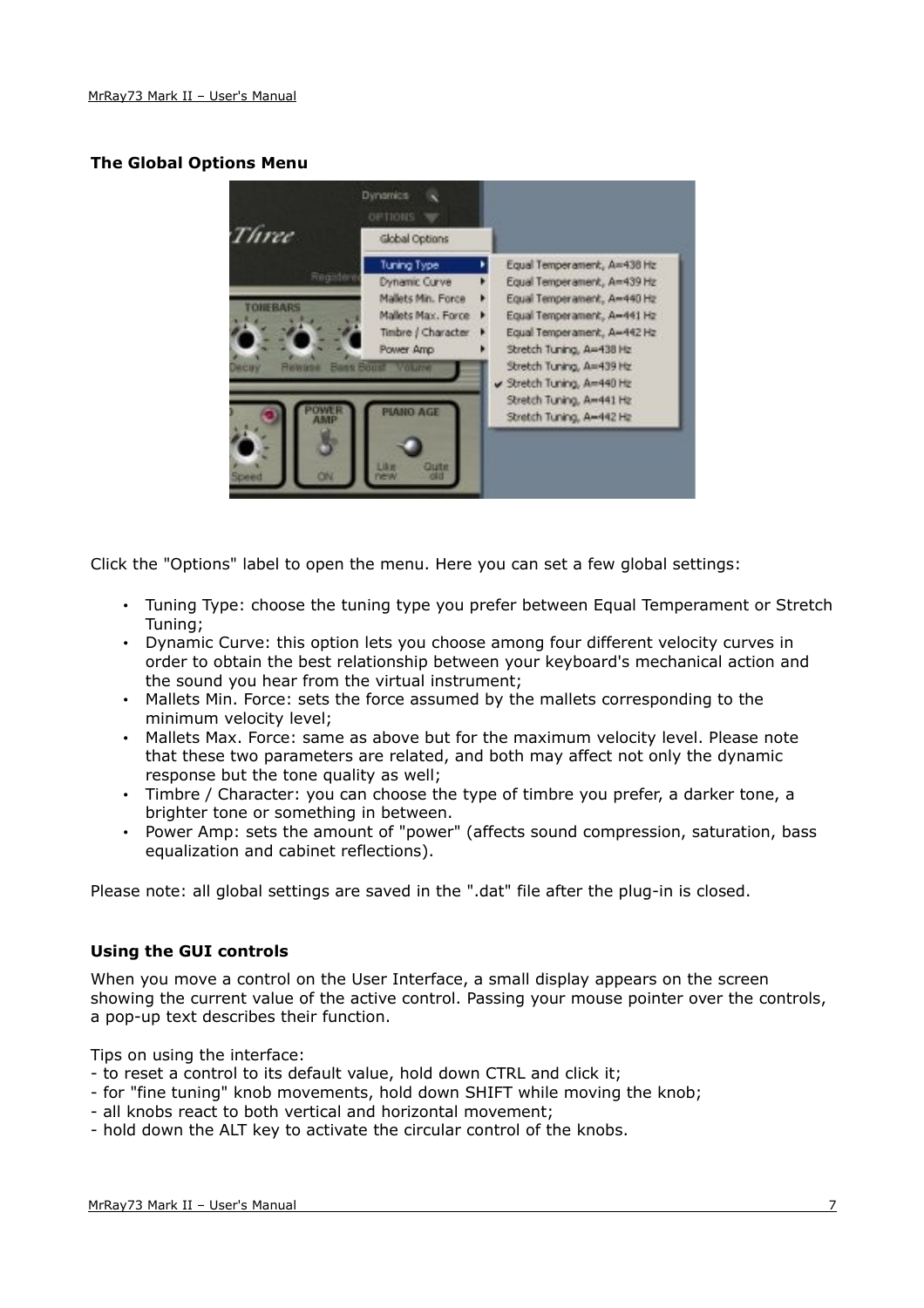### The Global Options Menu

Click the "Options" label to open the menu. Here you can set a few global settings:

- Tuning Type: choose the tuning type you prefer between Equal Temperament or Stretch Tuning;
- Dynamic Curve: this option lets you choose among four different velocity curves in order to obtain the best relationship between your keyboard's mechanical action and the sound you hear from the virtual instrument;
- Mallets Min. Force: sets the force assumed by the mallets corresponding to the minimum velocity level;
- Mallets Max. Force: same as above but for the maximum velocity level. Please note that these two parameters are related, and both may affect not only the dynamic response but the tone quality as well;
- Timbre / Character: you can choose the type of timbre you prefer, a darker tone, a brighter tone or something in between.
- Power Amp: sets the amount of "power" (affects sound compression, saturation, bass equalization and cabinet reflections).

Please note: all global settings are saved in the ".dat" file after the plug-in is closed.

### Using the GUI controls

When you move a control on the User Interface, a small display appears on the screen showing the current value of the active control. Passing your mouse pointer over the controls, a pop-up text describes their function.

Tips on using the interface:
- to reset a control to its default value, hold down CTRL and click it;
- for "fine tuning" knob movements, hold down SHIFT while moving the knob;
- all knobs react to both vertical and horizontal movement;
- hold down the ALT key to activate the circular control of the knobs.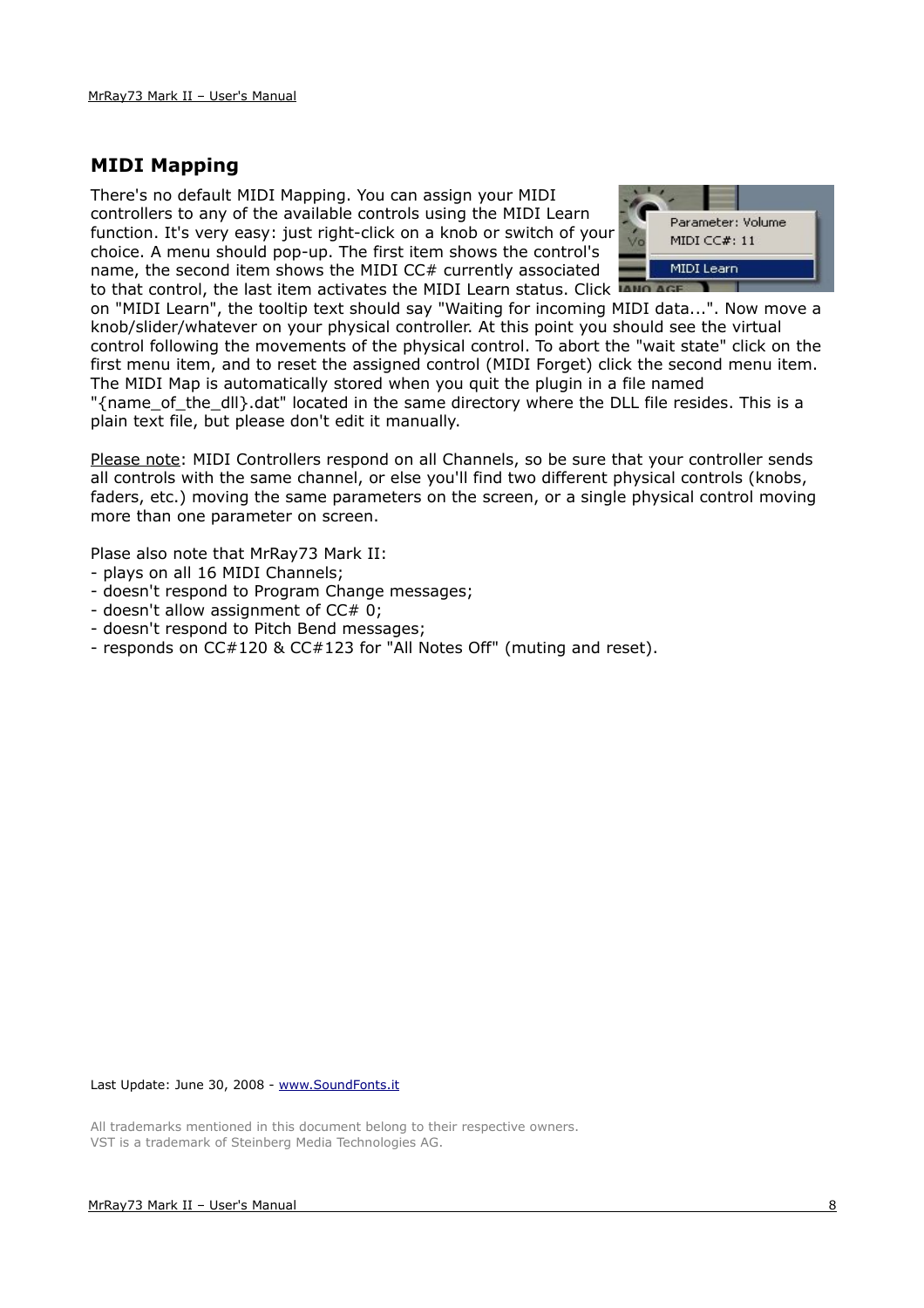## MIDI Mapping

There's no default MIDI Mapping. You can assign your MIDI controllers to any of the available controls using the MIDI Learn function. It's very easy: just right-click on a knob or switch of your choice. A menu should pop-up. The first item shows the control's name, the second item shows the MIDI CC# currently associated to that control, the last item activates the MIDI Learn status. Click on "MIDI Learn", the tooltip text should say "Waiting for incoming MIDI data...". Now move a knob/slider/whatever on your physical controller. At this point you should see the virtual control following the movements of the physical control. To abort the "wait state" click on the first menu item, and to reset the assigned control (MIDI Forget) click the second menu item. The MIDI Map is automatically stored when you quit the plugin in a file named "{name_of_the_dll}.dat" located in the same directory where the DLL file resides. This is a plain text file, but please don't edit it manually.

Please note: MIDI Controllers respond on all Channels, so be sure that your controller sends all controls with the same channel, or else you'll find two different physical controls (knobs, faders, etc.) moving the same parameters on the screen, or a single physical control moving more than one parameter on screen.

Plase also note that MrRay73 Mark II:
- plays on all 16 MIDI Channels;
- doesn't respond to Program Change messages;
- doesn't allow assignment of CC# 0;
- doesn't respond to Pitch Bend messages;
- responds on CC#120 & CC#123 for "All Notes Off" (muting and reset).

Last Update: June 30, 2008 - www.SoundFonts.it

All trademarks mentioned in this document belong to their respective owners.
VST is a trademark of Steinberg Media Technologies AG.